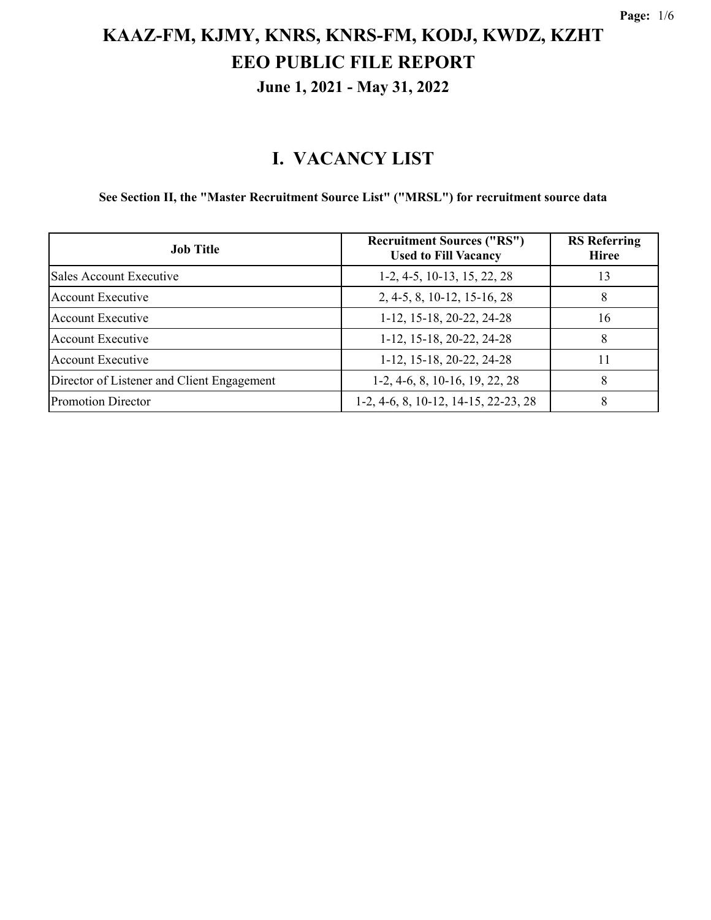# KAAZ-FM, KJMY, KNRS, KNRS-FM, KODJ, KWDZ, KZHT
# EEO PUBLIC FILE REPORT
### June 1, 2021 - May 31, 2022

## I. VACANCY LIST

**See Section II, the "Master Recruitment Source List" ("MRSL") for recruitment source data**

| Job Title | Recruitment Sources ("RS") Used to Fill Vacancy | RS Referring Hiree |
|---|---|---|
| Sales Account Executive | 1-2, 4-5, 10-13, 15, 22, 28 | 13 |
| Account Executive | 2, 4-5, 8, 10-12, 15-16, 28 | 8 |
| Account Executive | 1-12, 15-18, 20-22, 24-28 | 16 |
| Account Executive | 1-12, 15-18, 20-22, 24-28 | 8 |
| Account Executive | 1-12, 15-18, 20-22, 24-28 | 11 |
| Director of Listener and Client Engagement | 1-2, 4-6, 8, 10-16, 19, 22, 28 | 8 |
| Promotion Director | 1-2, 4-6, 8, 10-12, 14-15, 22-23, 28 | 8 |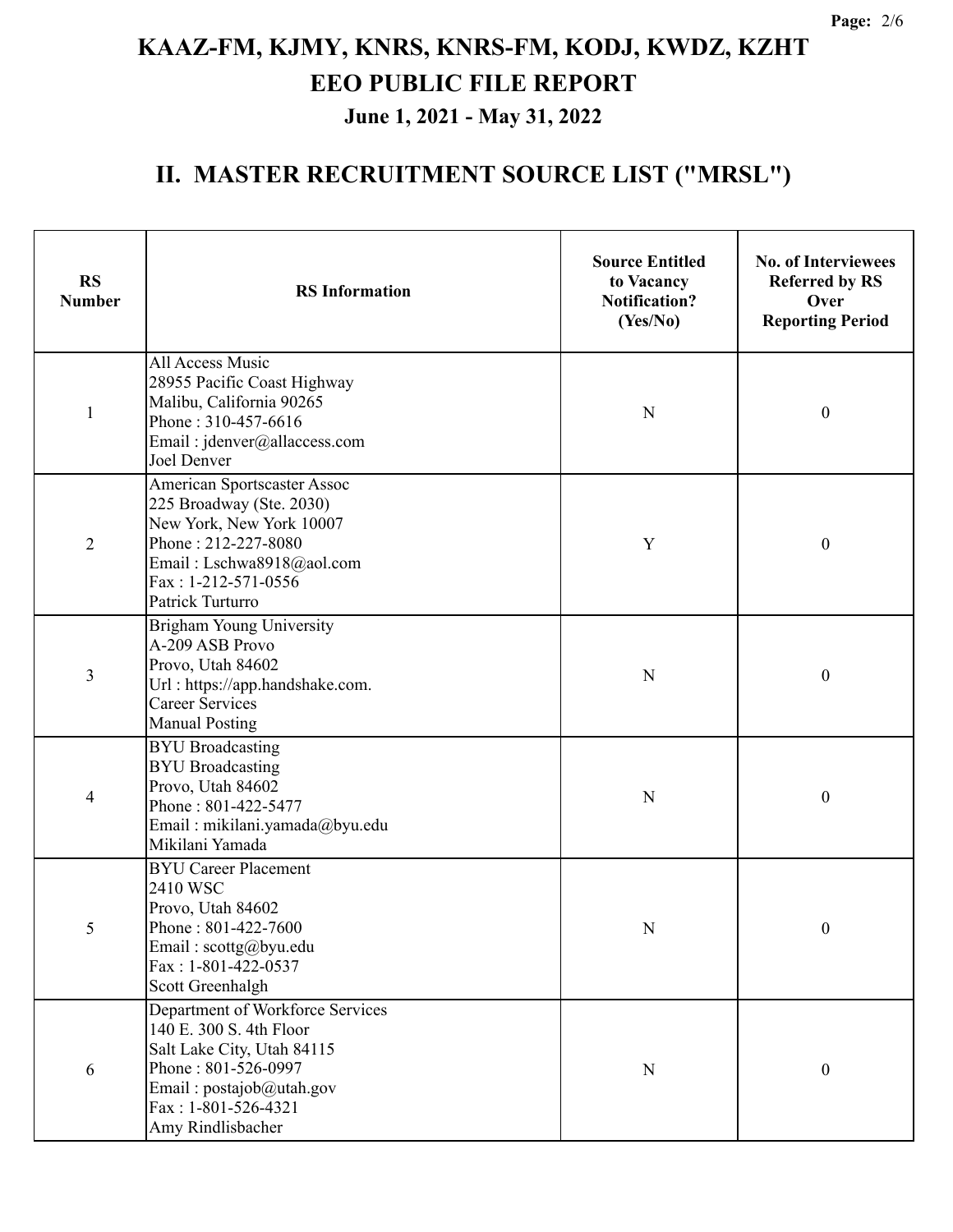# KAAZ-FM, KJMY, KNRS, KNRS-FM, KODJ, KWDZ, KZHT

# EEO PUBLIC FILE REPORT

### June 1, 2021 - May 31, 2022

## II. MASTER RECRUITMENT SOURCE LIST ("MRSL")

| RS Number | RS Information | Source Entitled to Vacancy Notification? (Yes/No) | No. of Interviewees Referred by RS Over Reporting Period |
|---|---|---|---|
| 1 | All Access Music<br>28955 Pacific Coast Highway<br>Malibu, California 90265<br>Phone : 310-457-6616<br>Email : jdenver@allaccess.com<br>Joel Denver | N | 0 |
| 2 | American Sportscaster Assoc<br>225 Broadway (Ste. 2030)<br>New York, New York 10007<br>Phone : 212-227-8080<br>Email : Lschwa8918@aol.com<br>Fax : 1-212-571-0556<br>Patrick Turturro | Y | 0 |
| 3 | Brigham Young University<br>A-209 ASB Provo<br>Provo, Utah 84602<br>Url : https://app.handshake.com.<br>Career Services<br>Manual Posting | N | 0 |
| 4 | BYU Broadcasting<br>BYU Broadcasting<br>Provo, Utah 84602<br>Phone : 801-422-5477<br>Email : mikilani.yamada@byu.edu<br>Mikilani Yamada | N | 0 |
| 5 | BYU Career Placement<br>2410 WSC<br>Provo, Utah 84602<br>Phone : 801-422-7600<br>Email : scottg@byu.edu<br>Fax : 1-801-422-0537<br>Scott Greenhalgh | N | 0 |
| 6 | Department of Workforce Services<br>140 E. 300 S. 4th Floor<br>Salt Lake City, Utah 84115<br>Phone : 801-526-0997<br>Email : postajob@utah.gov<br>Fax : 1-801-526-4321<br>Amy Rindlisbacher | N | 0 |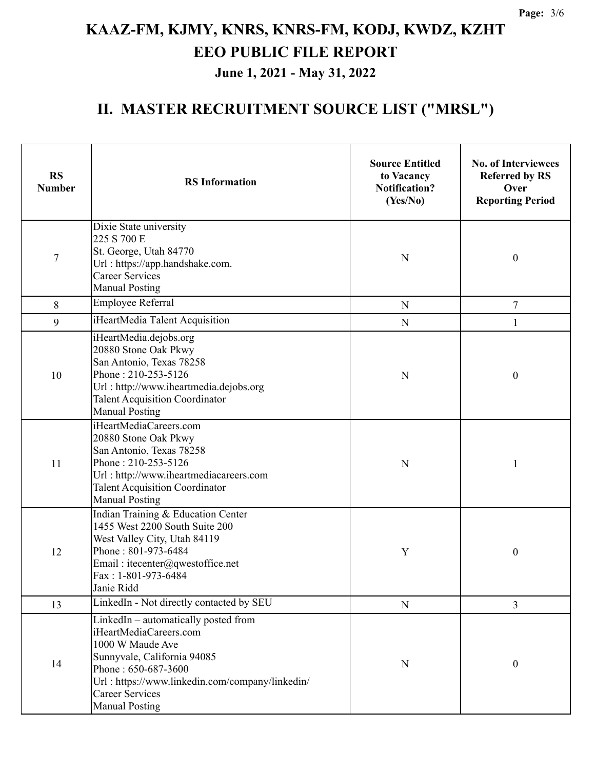# KAAZ-FM, KJMY, KNRS, KNRS-FM, KODJ, KWDZ, KZHT

# EEO PUBLIC FILE REPORT

### June 1, 2021 - May 31, 2022

## II. MASTER RECRUITMENT SOURCE LIST ("MRSL")

| RS Number | RS Information | Source Entitled to Vacancy Notification? (Yes/No) | No. of Interviewees Referred by RS Over Reporting Period |
|---|---|---|---|
| 7 | Dixie State university<br>225 S 700 E<br>St. George, Utah 84770<br>Url : https://app.handshake.com.<br>Career Services<br>Manual Posting | N | 0 |
| 8 | Employee Referral | N | 7 |
| 9 | iHeartMedia Talent Acquisition | N | 1 |
| 10 | iHeartMedia.dejobs.org<br>20880 Stone Oak Pkwy<br>San Antonio, Texas 78258<br>Phone : 210-253-5126<br>Url : http://www.iheartmedia.dejobs.org<br>Talent Acquisition Coordinator<br>Manual Posting | N | 0 |
| 11 | iHeartMediaCareers.com<br>20880 Stone Oak Pkwy<br>San Antonio, Texas 78258<br>Phone : 210-253-5126<br>Url : http://www.iheartmediacareers.com<br>Talent Acquisition Coordinator<br>Manual Posting | N | 1 |
| 12 | Indian Training & Education Center<br>1455 West 2200 South Suite 200<br>West Valley City, Utah 84119<br>Phone : 801-973-6484<br>Email : itecenter@qwestoffice.net<br>Fax : 1-801-973-6484<br>Janie Ridd | Y | 0 |
| 13 | LinkedIn - Not directly contacted by SEU | N | 3 |
| 14 | LinkedIn – automatically posted from iHeartMediaCareers.com<br>1000 W Maude Ave<br>Sunnyvale, California 94085<br>Phone : 650-687-3600<br>Url : https://www.linkedin.com/company/linkedin/<br>Career Services<br>Manual Posting | N | 0 |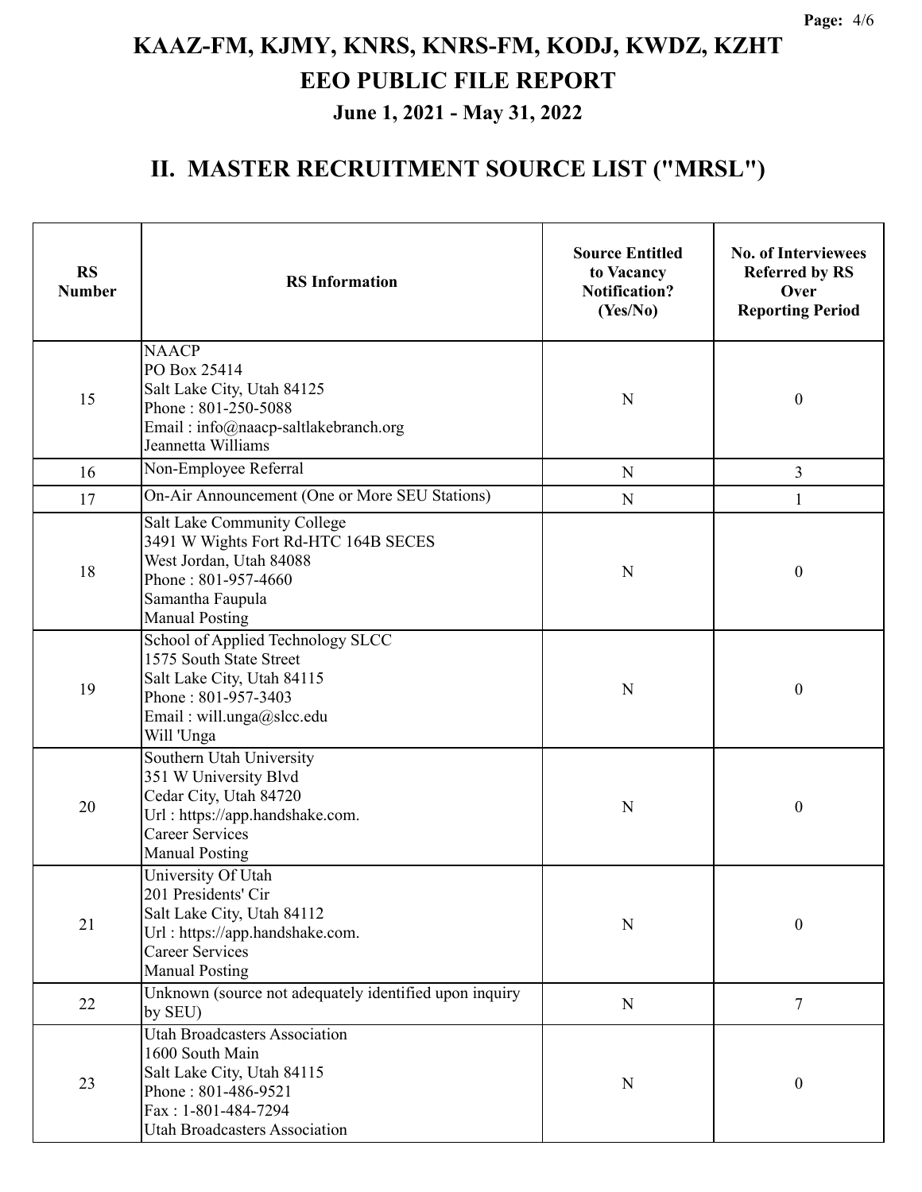# KAAZ-FM, KJMY, KNRS, KNRS-FM, KODJ, KWDZ, KZHT
# EEO PUBLIC FILE REPORT
### June 1, 2021 - May 31, 2022

## II. MASTER RECRUITMENT SOURCE LIST ("MRSL")

| RS Number | RS Information | Source Entitled to Vacancy Notification? (Yes/No) | No. of Interviewees Referred by RS Over Reporting Period |
|---|---|---|---|
| 15 | NAACP<br>PO Box 25414<br>Salt Lake City, Utah 84125<br>Phone : 801-250-5088<br>Email : info@naacp-saltlakebranch.org<br>Jeannetta Williams | N | 0 |
| 16 | Non-Employee Referral | N | 3 |
| 17 | On-Air Announcement (One or More SEU Stations) | N | 1 |
| 18 | Salt Lake Community College<br>3491 W Wights Fort Rd-HTC 164B SECES<br>West Jordan, Utah 84088<br>Phone : 801-957-4660<br>Samantha Faupula<br>Manual Posting | N | 0 |
| 19 | School of Applied Technology SLCC<br>1575 South State Street<br>Salt Lake City, Utah 84115<br>Phone : 801-957-3403<br>Email : will.unga@slcc.edu<br>Will 'Unga | N | 0 |
| 20 | Southern Utah University<br>351 W University Blvd<br>Cedar City, Utah 84720<br>Url : https://app.handshake.com.<br>Career Services<br>Manual Posting | N | 0 |
| 21 | University Of Utah<br>201 Presidents' Cir<br>Salt Lake City, Utah 84112<br>Url : https://app.handshake.com.<br>Career Services<br>Manual Posting | N | 0 |
| 22 | Unknown (source not adequately identified upon inquiry by SEU) | N | 7 |
| 23 | Utah Broadcasters Association<br>1600 South Main<br>Salt Lake City, Utah 84115<br>Phone : 801-486-9521<br>Fax : 1-801-484-7294<br>Utah Broadcasters Association | N | 0 |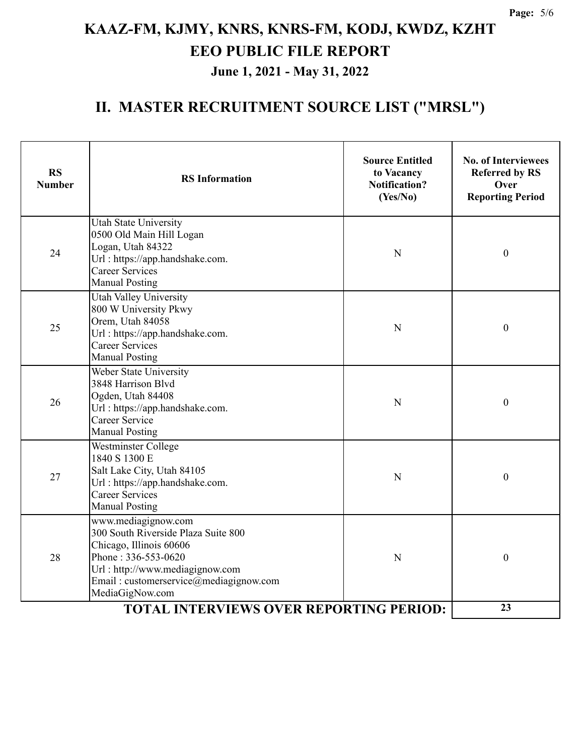# KAAZ-FM, KJMY, KNRS, KNRS-FM, KODJ, KWDZ, KZHT
# EEO PUBLIC FILE REPORT
### June 1, 2021 - May 31, 2022

## II. MASTER RECRUITMENT SOURCE LIST ("MRSL")

| RS Number | RS Information | Source Entitled to Vacancy Notification? (Yes/No) | No. of Interviewees Referred by RS Over Reporting Period |
|---|---|---|---|
| 24 | Utah State University<br>0500 Old Main Hill Logan<br>Logan, Utah 84322<br>Url : https://app.handshake.com.<br>Career Services<br>Manual Posting | N | 0 |
| 25 | Utah Valley University<br>800 W University Pkwy<br>Orem, Utah 84058<br>Url : https://app.handshake.com.<br>Career Services<br>Manual Posting | N | 0 |
| 26 | Weber State University<br>3848 Harrison Blvd<br>Ogden, Utah 84408<br>Url : https://app.handshake.com.<br>Career Service<br>Manual Posting | N | 0 |
| 27 | Westminster College<br>1840 S 1300 E<br>Salt Lake City, Utah 84105<br>Url : https://app.handshake.com.<br>Career Services<br>Manual Posting | N | 0 |
| 28 | www.mediagignow.com<br>300 South Riverside Plaza Suite 800<br>Chicago, Illinois 60606<br>Phone : 336-553-0620<br>Url : http://www.mediagignow.com<br>Email : customerservice@mediagignow.com<br>MediaGigNow.com | N | 0 |
| | **TOTAL INTERVIEWS OVER REPORTING PERIOD:** | | **23** |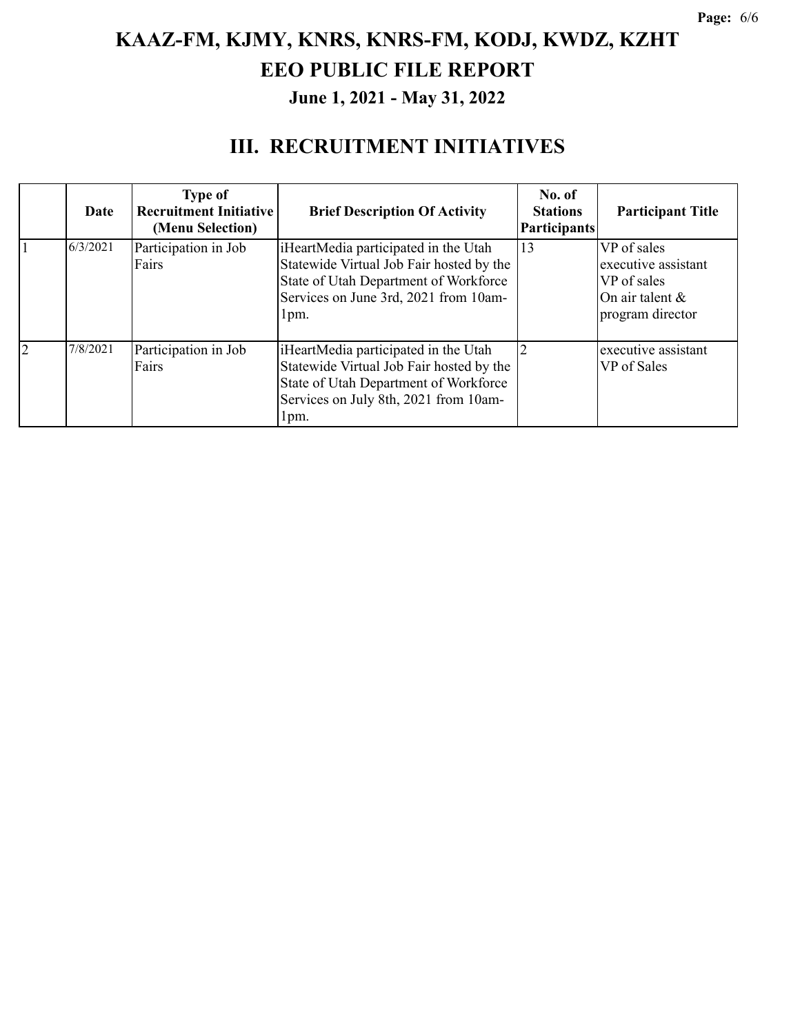# KAAZ-FM, KJMY, KNRS, KNRS-FM, KODJ, KWDZ, KZHT

# EEO PUBLIC FILE REPORT

### June 1, 2021 - May 31, 2022

## III. RECRUITMENT INITIATIVES

| | Date | Type of Recruitment Initiative (Menu Selection) | Brief Description Of Activity | No. of Stations Participants | Participant Title |
|---|---|---|---|---|---|
| 1 | 6/3/2021 | Participation in Job Fairs | iHeartMedia participated in the Utah Statewide Virtual Job Fair hosted by the State of Utah Department of Workforce Services on June 3rd, 2021 from 10am-1pm. | 13 | VP of sales<br>executive assistant<br>VP of sales<br>On air talent & program director |
| 2 | 7/8/2021 | Participation in Job Fairs | iHeartMedia participated in the Utah Statewide Virtual Job Fair hosted by the State of Utah Department of Workforce Services on July 8th, 2021 from 10am-1pm. | 2 | executive assistant<br>VP of Sales |